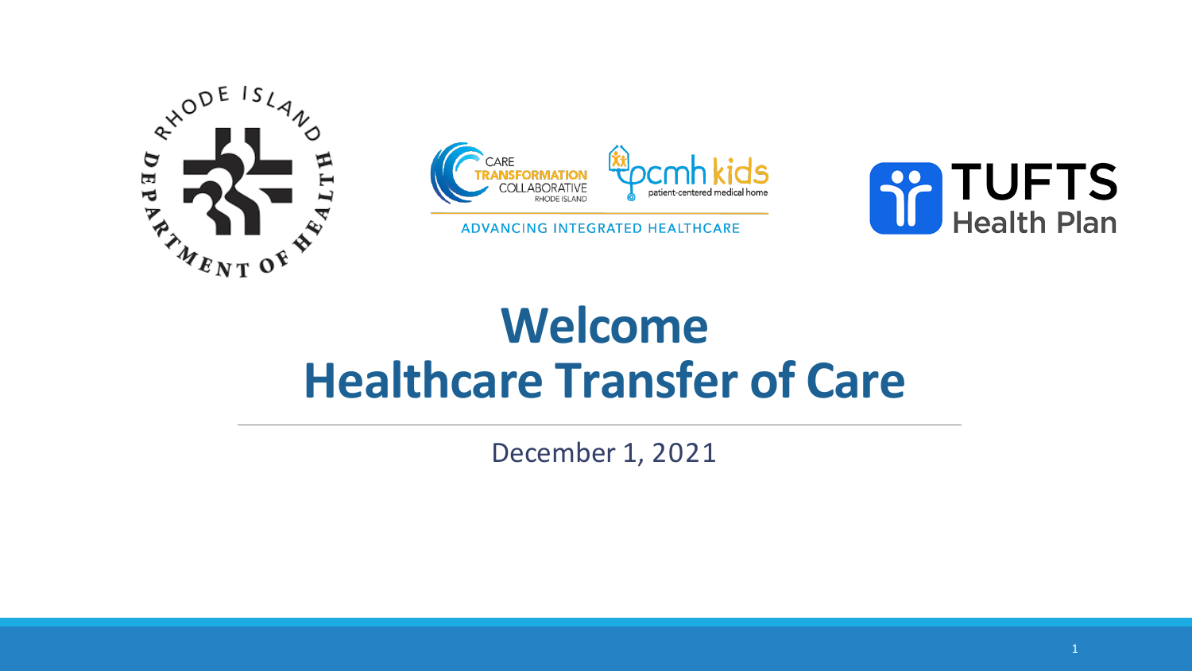# Welcome
# Healthcare Transfer of Care

December 1, 2021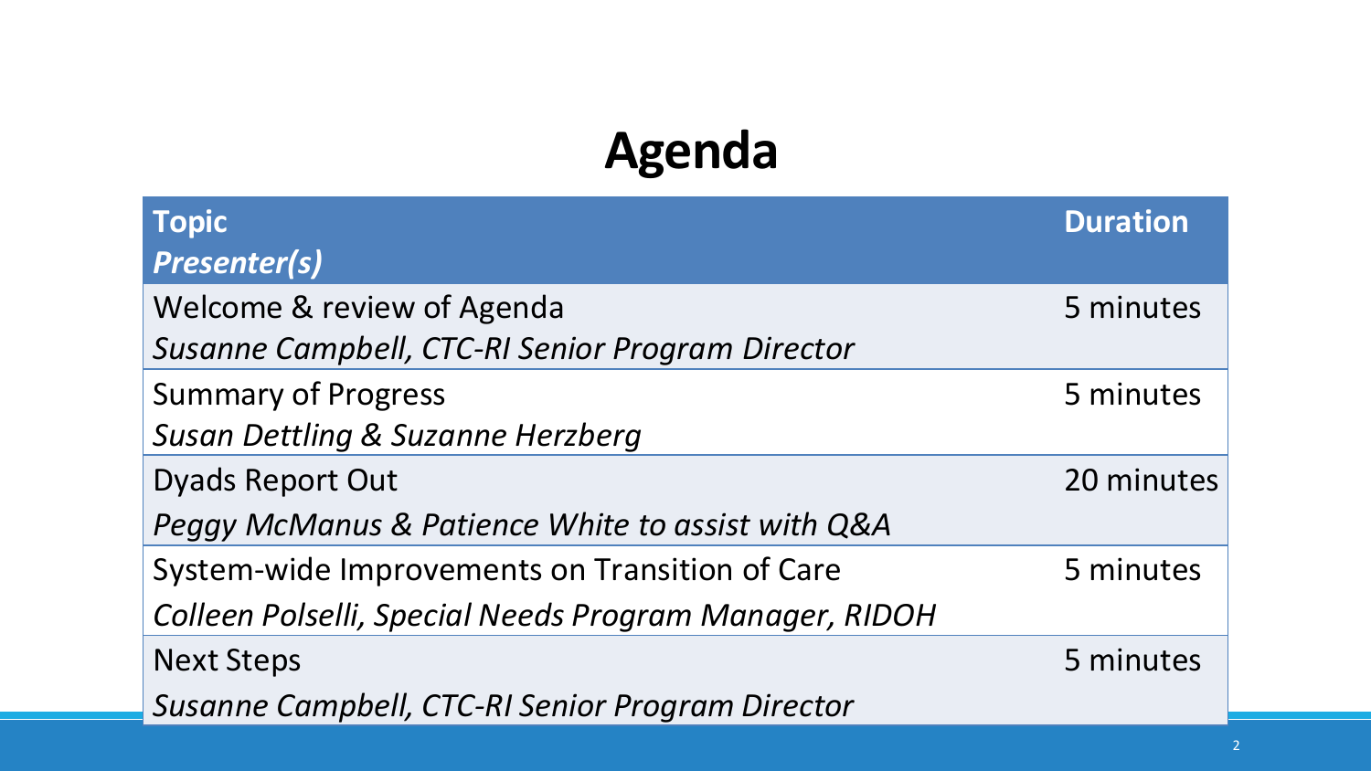# Agenda

| **Topic**<br>***Presenter(s)*** | **Duration** |
|---|---|
| Welcome & review of Agenda<br>*Susanne Campbell, CTC-RI Senior Program Director* | 5 minutes |
| Summary of Progress<br>*Susan Dettling & Suzanne Herzberg* | 5 minutes |
| Dyads Report Out<br>*Peggy McManus & Patience White to assist with Q&A* | 20 minutes |
| System-wide Improvements on Transition of Care<br>*Colleen Polselli, Special Needs Program Manager, RIDOH* | 5 minutes |
| Next Steps<br>*Susanne Campbell, CTC-RI Senior Program Director* | 5 minutes |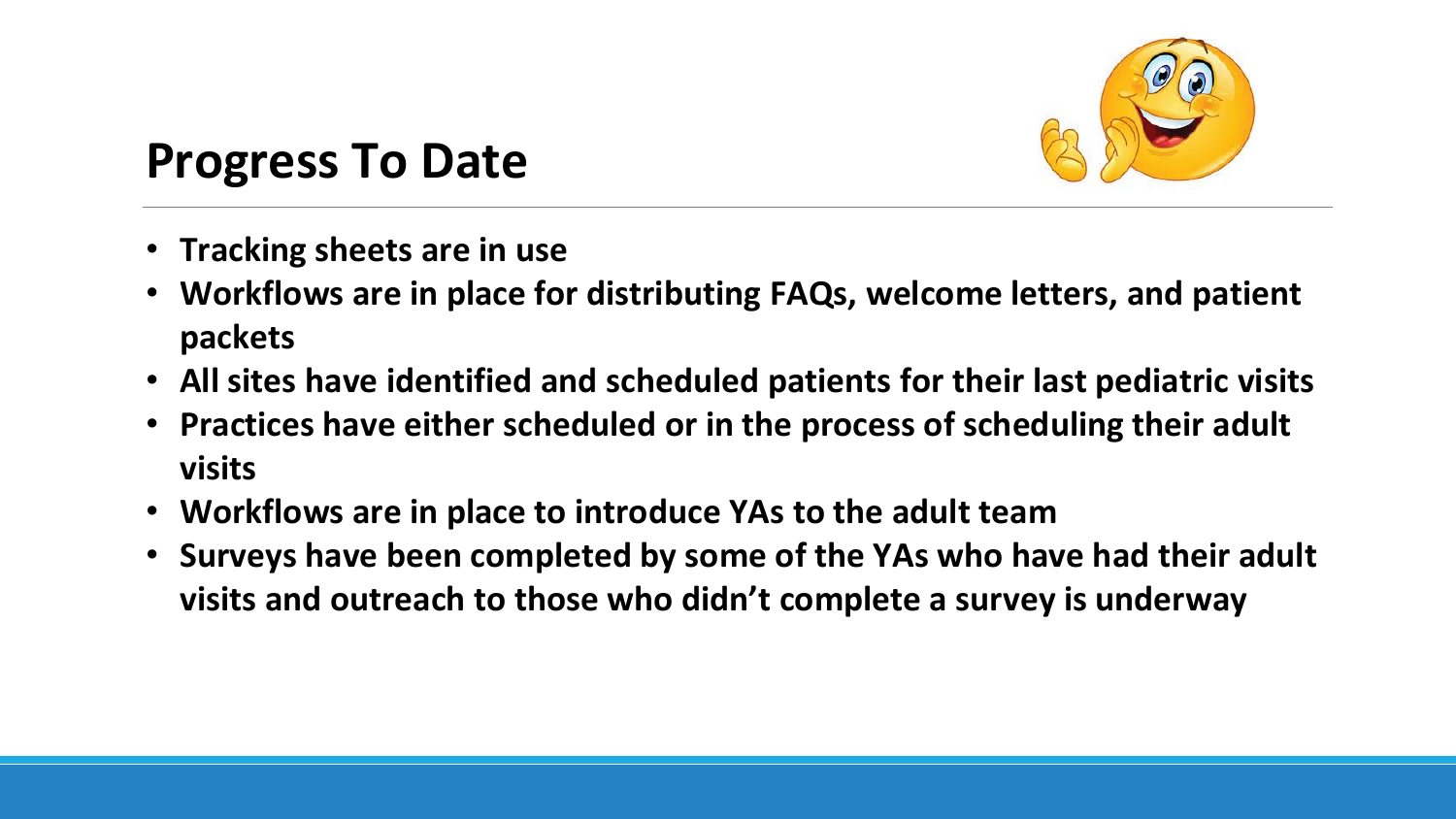## Progress To Date

- **Tracking sheets are in use**
- **Workflows are in place for distributing FAQs, welcome letters, and patient packets**
- **All sites have identified and scheduled patients for their last pediatric visits**
- **Practices have either scheduled or in the process of scheduling their adult visits**
- **Workflows are in place to introduce YAs to the adult team**
- **Surveys have been completed by some of the YAs who have had their adult visits and outreach to those who didn't complete a survey is underway**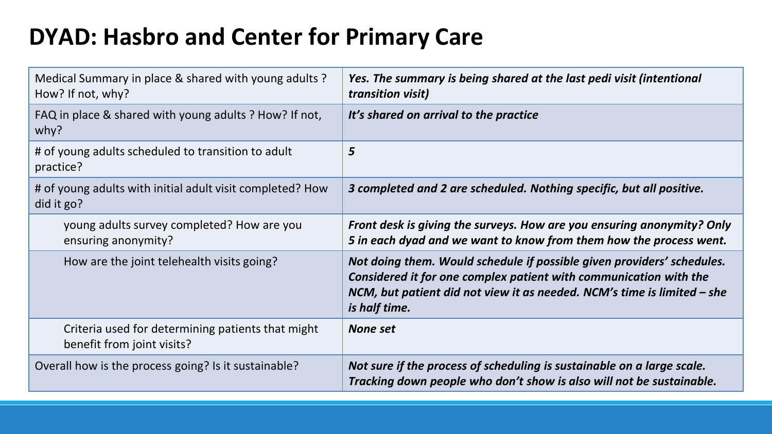# DYAD: Hasbro and Center for Primary Care

| | |
|---|---|
| Medical Summary in place & shared with young adults ? How? If not, why? | ***Yes. The summary is being shared at the last pedi visit (intentional transition visit)*** |
| FAQ in place & shared with young adults ? How? If not, why? | ***It's shared on arrival to the practice*** |
| # of young adults scheduled to transition to adult practice? | ***5*** |
| # of young adults with initial adult visit completed? How did it go? | ***3 completed and 2 are scheduled. Nothing specific, but all positive.*** |
| young adults survey completed? How are you ensuring anonymity? | ***Front desk is giving the surveys. How are you ensuring anonymity? Only 5 in each dyad and we want to know from them how the process went.*** |
| How are the joint telehealth visits going? | ***Not doing them. Would schedule if possible given providers' schedules. Considered it for one complex patient with communication with the NCM, but patient did not view it as needed. NCM's time is limited – she is half time.*** |
| Criteria used for determining patients that might benefit from joint visits? | ***None set*** |
| Overall how is the process going? Is it sustainable? | ***Not sure if the process of scheduling is sustainable on a large scale. Tracking down people who don't show is also will not be sustainable.*** |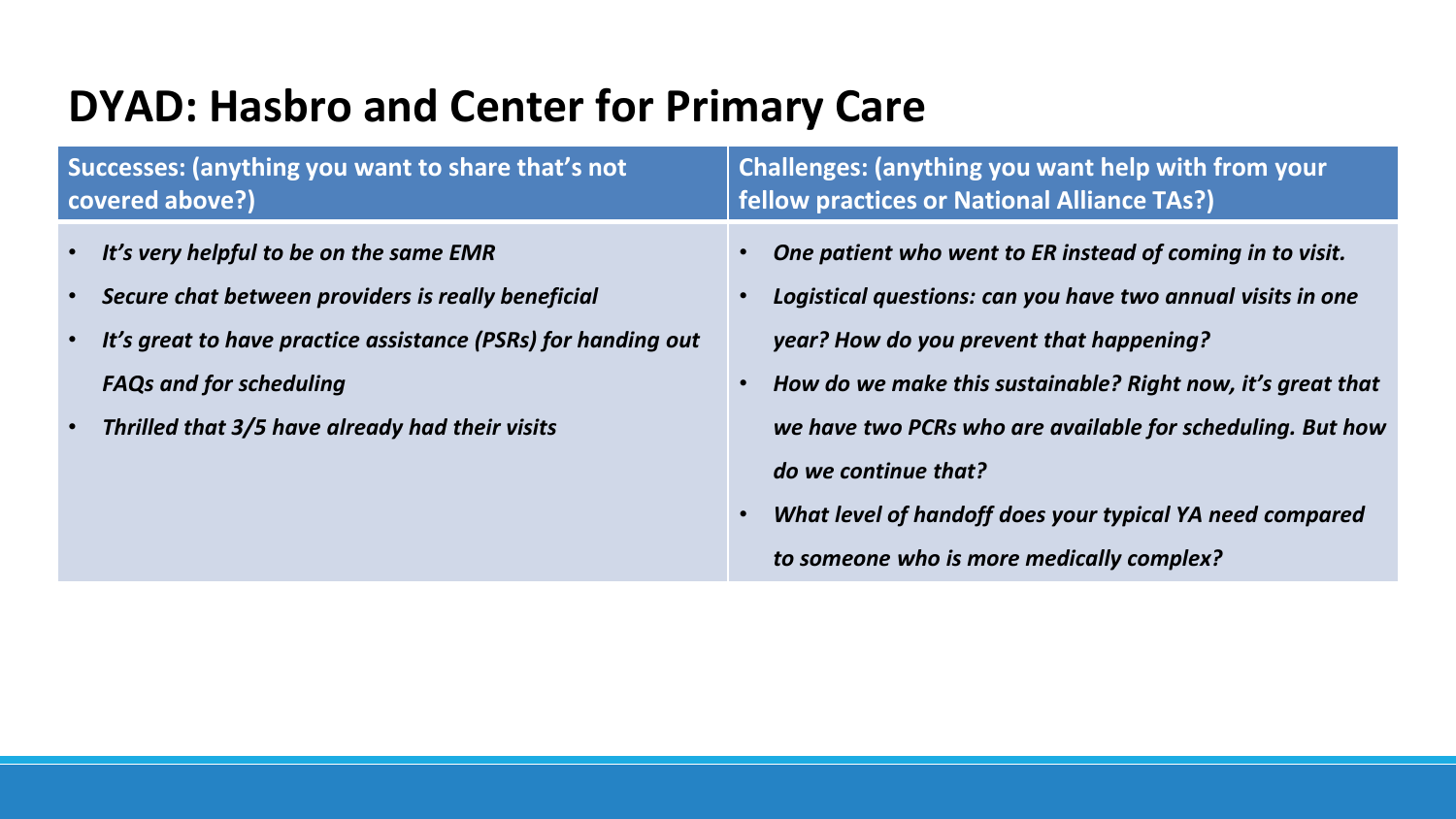# DYAD: Hasbro and Center for Primary Care

| Successes: (anything you want to share that's not covered above?) | Challenges: (anything you want help with from your fellow practices or National Alliance TAs?) |
| --- | --- |
| • *It's very helpful to be on the same EMR*<br>• *Secure chat between providers is really beneficial*<br>• *It's great to have practice assistance (PSRs) for handing out FAQs and for scheduling*<br>• *Thrilled that 3/5 have already had their visits* | • *One patient who went to ER instead of coming in to visit.*<br>• *Logistical questions: can you have two annual visits in one year? How do you prevent that happening?*<br>• *How do we make this sustainable? Right now, it's great that we have two PCRs who are available for scheduling. But how do we continue that?*<br>• *What level of handoff does your typical YA need compared to someone who is more medically complex?* |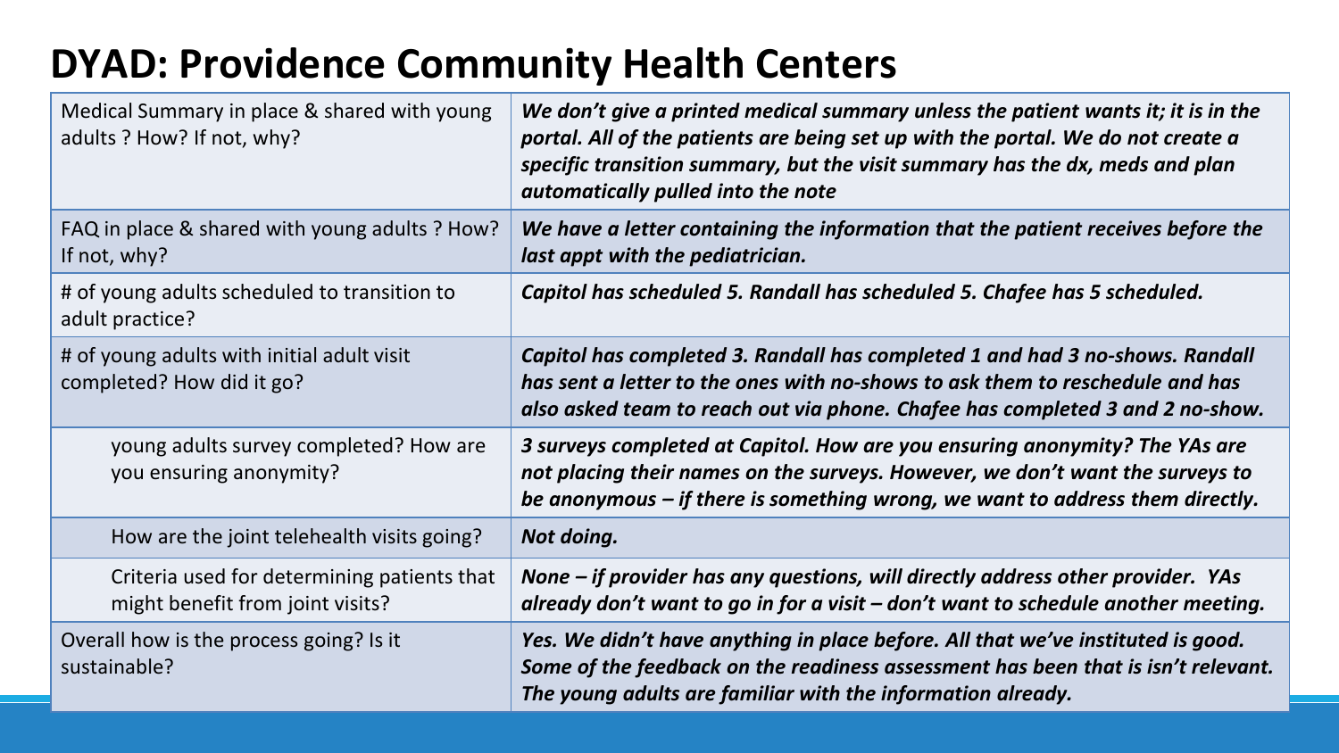# DYAD: Providence Community Health Centers

| | |
|---|---|
| Medical Summary in place & shared with young adults ? How? If not, why? | ***We don't give a printed medical summary unless the patient wants it; it is in the portal. All of the patients are being set up with the portal. We do not create a specific transition summary, but the visit summary has the dx, meds and plan automatically pulled into the note*** |
| FAQ in place & shared with young adults ? How? If not, why? | ***We have a letter containing the information that the patient receives before the last appt with the pediatrician.*** |
| # of young adults scheduled to transition to adult practice? | ***Capitol has scheduled 5. Randall has scheduled 5. Chafee has 5 scheduled.*** |
| # of young adults with initial adult visit completed? How did it go? | ***Capitol has completed 3. Randall has completed 1 and had 3 no-shows. Randall has sent a letter to the ones with no-shows to ask them to reschedule and has also asked team to reach out via phone. Chafee has completed 3 and 2 no-show.*** |
| young adults survey completed? How are you ensuring anonymity? | ***3 surveys completed at Capitol. How are you ensuring anonymity? The YAs are not placing their names on the surveys. However, we don't want the surveys to be anonymous – if there is something wrong, we want to address them directly.*** |
| How are the joint telehealth visits going? | ***Not doing.*** |
| Criteria used for determining patients that might benefit from joint visits? | ***None – if provider has any questions, will directly address other provider. YAs already don't want to go in for a visit – don't want to schedule another meeting.*** |
| Overall how is the process going? Is it sustainable? | ***Yes. We didn't have anything in place before. All that we've instituted is good. Some of the feedback on the readiness assessment has been that is isn't relevant. The young adults are familiar with the information already.*** |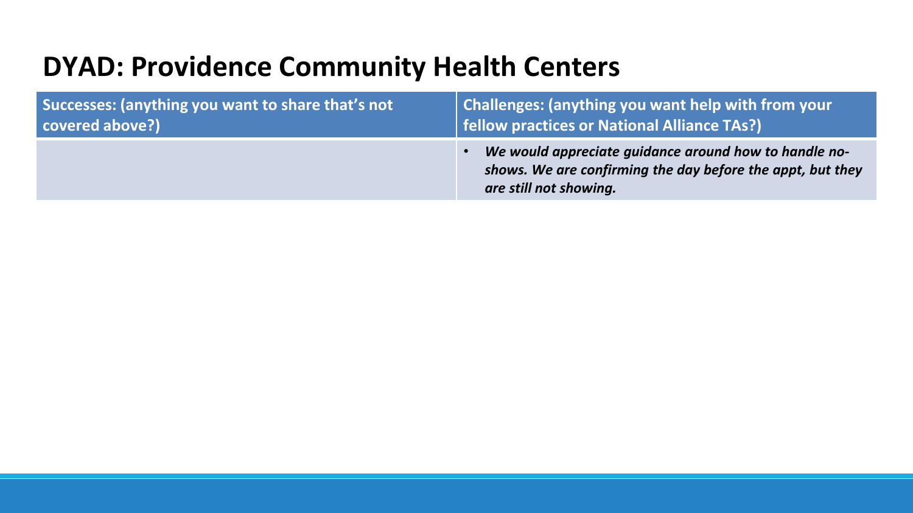# DYAD: Providence Community Health Centers

| Successes: (anything you want to share that's not covered above?) | Challenges: (anything you want help with from your fellow practices or National Alliance TAs?) |
|---|---|
| | • ***We would appreciate guidance around how to handle no-shows. We are confirming the day before the appt, but they are still not showing.*** |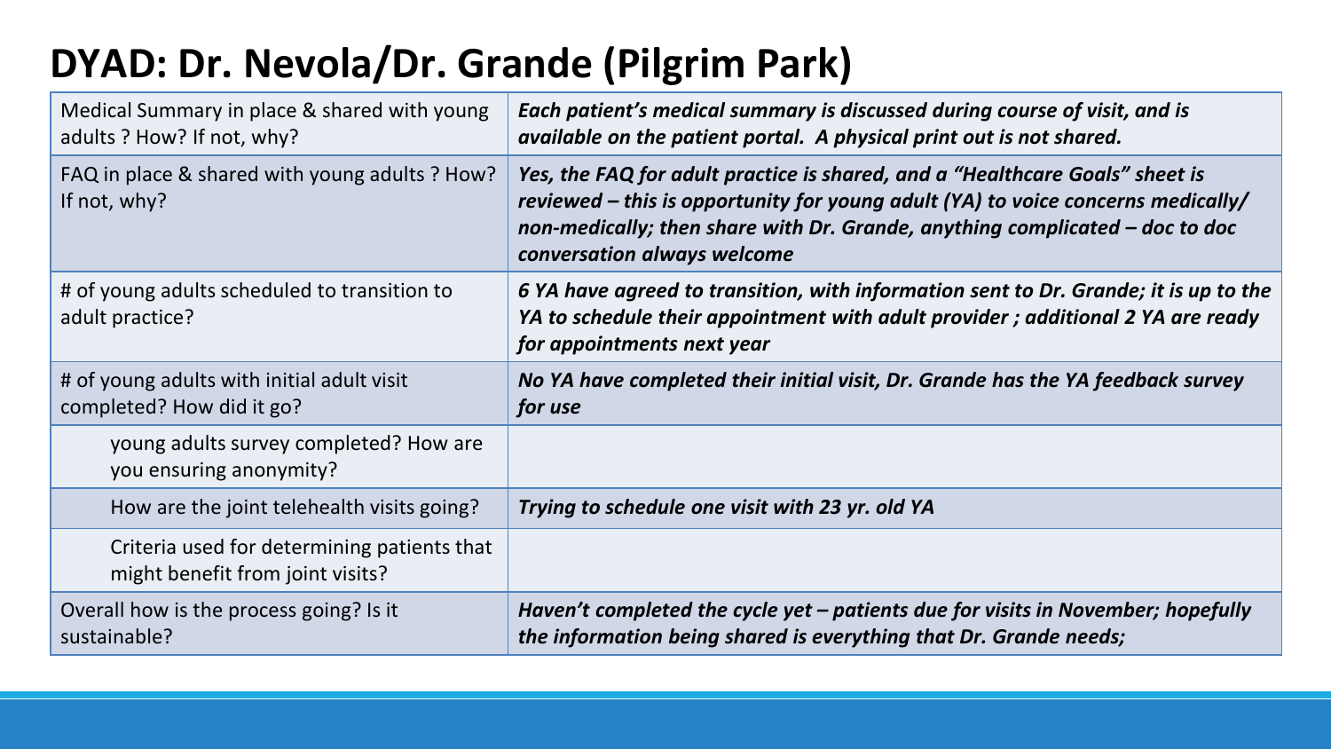# DYAD: Dr. Nevola/Dr. Grande (Pilgrim Park)

| | |
|---|---|
| Medical Summary in place & shared with young adults ? How? If not, why? | ***Each patient's medical summary is discussed during course of visit, and is available on the patient portal. A physical print out is not shared.*** |
| FAQ in place & shared with young adults ? How? If not, why? | ***Yes, the FAQ for adult practice is shared, and a "Healthcare Goals" sheet is reviewed – this is opportunity for young adult (YA) to voice concerns medically/ non-medically; then share with Dr. Grande, anything complicated – doc to doc conversation always welcome*** |
| # of young adults scheduled to transition to adult practice? | ***6 YA have agreed to transition, with information sent to Dr. Grande; it is up to the YA to schedule their appointment with adult provider ; additional 2 YA are ready for appointments next year*** |
| # of young adults with initial adult visit completed? How did it go? | ***No YA have completed their initial visit, Dr. Grande has the YA feedback survey for use*** |
| young adults survey completed? How are you ensuring anonymity? | |
| How are the joint telehealth visits going? | ***Trying to schedule one visit with 23 yr. old YA*** |
| Criteria used for determining patients that might benefit from joint visits? | |
| Overall how is the process going? Is it sustainable? | ***Haven't completed the cycle yet – patients due for visits in November; hopefully the information being shared is everything that Dr. Grande needs;*** |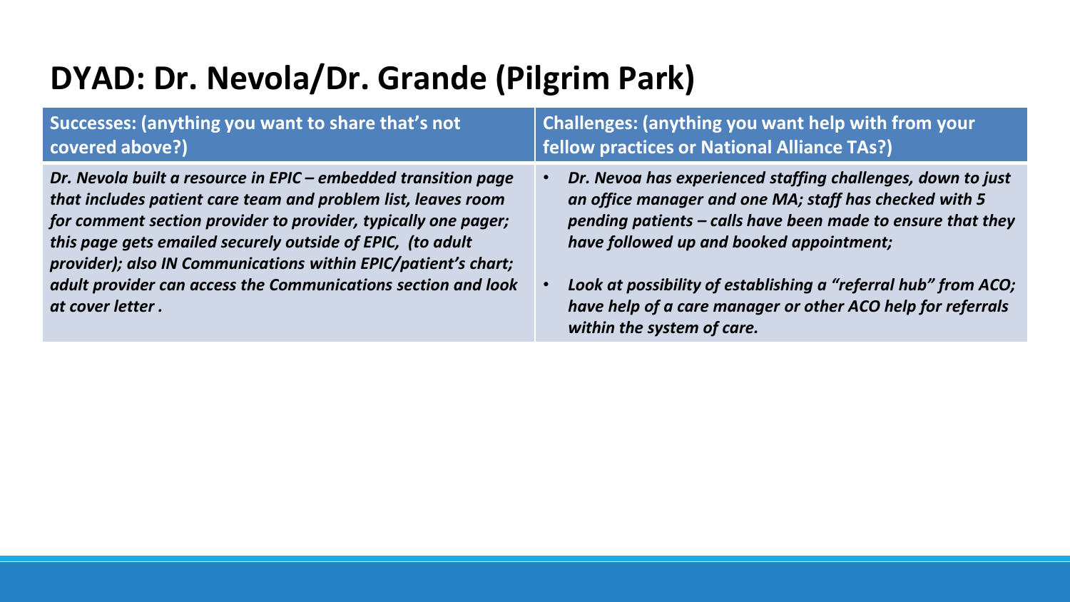# DYAD: Dr. Nevola/Dr. Grande (Pilgrim Park)

| Successes: (anything you want to share that's not covered above?) | Challenges: (anything you want help with from your fellow practices or National Alliance TAs?) |
|---|---|
| ***Dr. Nevola built a resource in EPIC – embedded transition page that includes patient care team and problem list, leaves room for comment section provider to provider, typically one pager; this page gets emailed securely outside of EPIC, (to adult provider); also IN Communications within EPIC/patient's chart; adult provider can access the Communications section and look at cover letter .*** | • ***Dr. Nevoa has experienced staffing challenges, down to just an office manager and one MA; staff has checked with 5 pending patients – calls have been made to ensure that they have followed up and booked appointment;***<br>• ***Look at possibility of establishing a "referral hub" from ACO; have help of a care manager or other ACO help for referrals within the system of care.*** |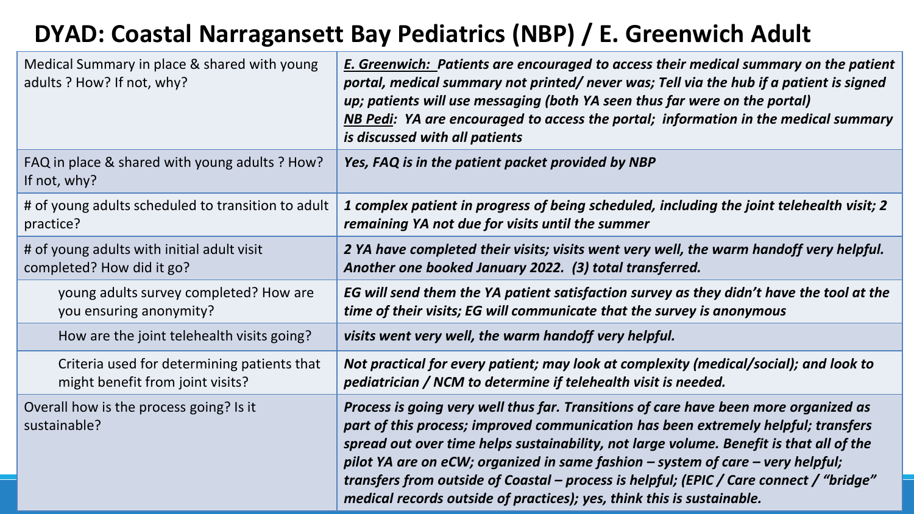# DYAD: Coastal Narragansett Bay Pediatrics (NBP) / E. Greenwich Adult

| | |
|---|---|
| Medical Summary in place & shared with young adults ? How? If not, why? | ***<u>E. Greenwich:</u> Patients are encouraged to access their medical summary on the patient portal, medical summary not printed/ never was; Tell via the hub if a patient is signed up; patients will use messaging (both YA seen thus far were on the portal)*** <br> ***<u>NB Pedi</u>: YA are encouraged to access the portal; information in the medical summary is discussed with all patients*** |
| FAQ in place & shared with young adults ? How? If not, why? | ***Yes, FAQ is in the patient packet provided by NBP*** |
| # of young adults scheduled to transition to adult practice? | ***1 complex patient in progress of being scheduled, including the joint telehealth visit; 2 remaining YA not due for visits until the summer*** |
| # of young adults with initial adult visit completed? How did it go? | ***2 YA have completed their visits; visits went very well, the warm handoff very helpful. Another one booked January 2022. (3) total transferred.*** |
| young adults survey completed? How are you ensuring anonymity? | ***EG will send them the YA patient satisfaction survey as they didn't have the tool at the time of their visits; EG will communicate that the survey is anonymous*** |
| How are the joint telehealth visits going? | ***visits went very well, the warm handoff very helpful.*** |
| Criteria used for determining patients that might benefit from joint visits? | ***Not practical for every patient; may look at complexity (medical/social); and look to pediatrician / NCM to determine if telehealth visit is needed.*** |
| Overall how is the process going? Is it sustainable? | ***Process is going very well thus far. Transitions of care have been more organized as part of this process; improved communication has been extremely helpful; transfers spread out over time helps sustainability, not large volume. Benefit is that all of the pilot YA are on eCW; organized in same fashion – system of care – very helpful; transfers from outside of Coastal – process is helpful; (EPIC / Care connect / "bridge" medical records outside of practices); yes, think this is sustainable.*** |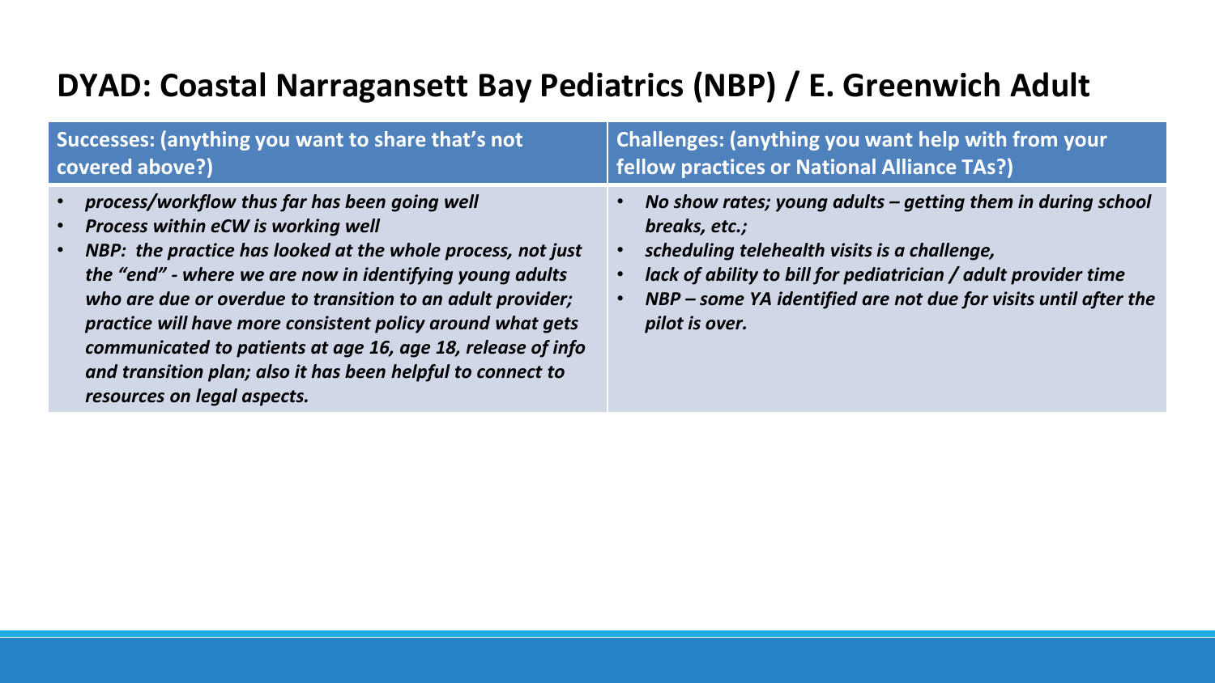# DYAD: Coastal Narragansett Bay Pediatrics (NBP) / E. Greenwich Adult

| Successes: (anything you want to share that's not covered above?) | Challenges: (anything you want help with from your fellow practices or National Alliance TAs?) |
| --- | --- |
| • *process/workflow thus far has been going well*<br>• *Process within eCW is working well*<br>• *NBP: the practice has looked at the whole process, not just the "end" - where we are now in identifying young adults who are due or overdue to transition to an adult provider; practice will have more consistent policy around what gets communicated to patients at age 16, age 18, release of info and transition plan; also it has been helpful to connect to resources on legal aspects.* | • *No show rates; young adults – getting them in during school breaks, etc.;*<br>• *scheduling telehealth visits is a challenge,*<br>• *lack of ability to bill for pediatrician / adult provider time*<br>• *NBP – some YA identified are not due for visits until after the pilot is over.* |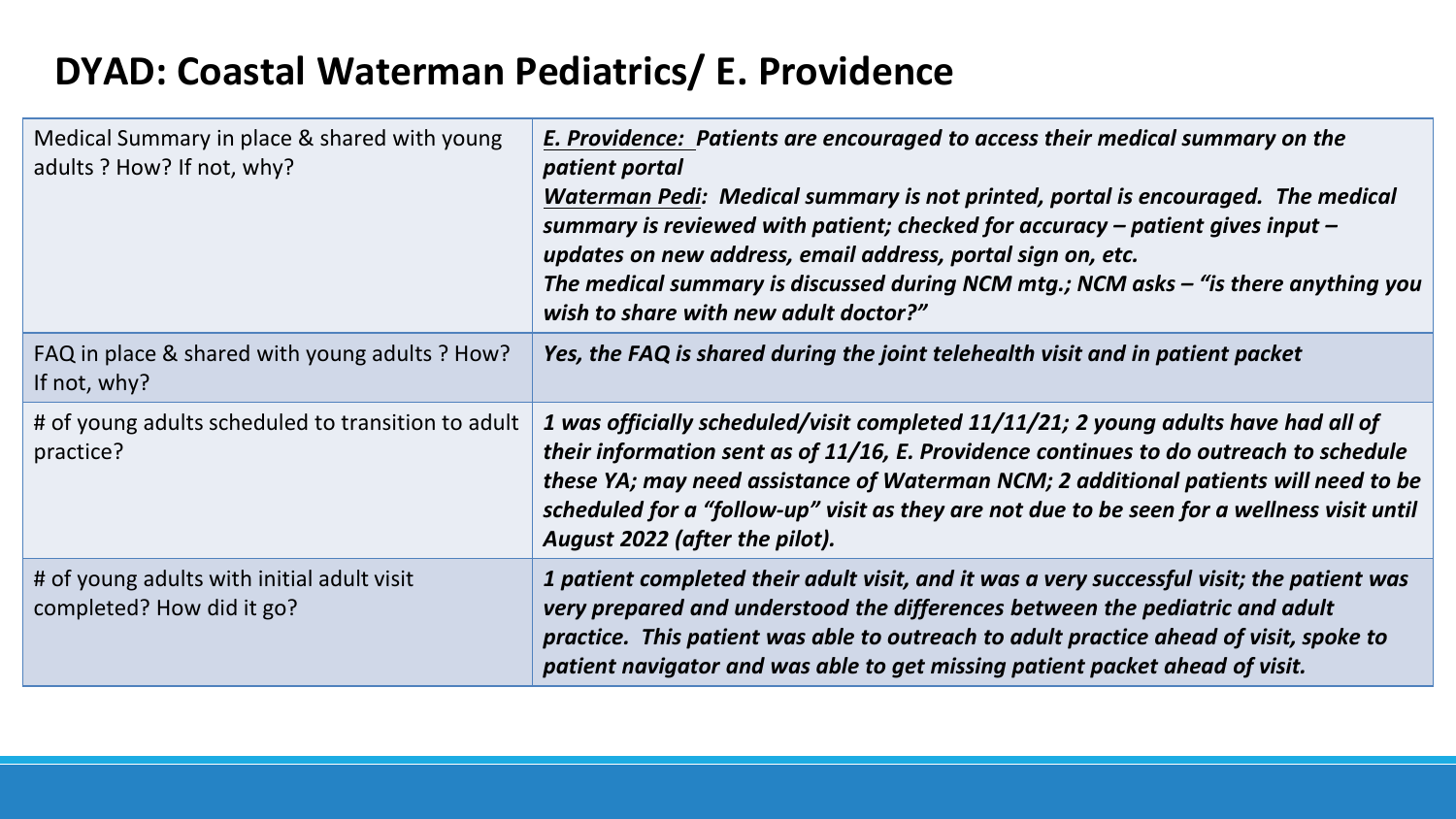## DYAD: Coastal Waterman Pediatrics/ E. Providence

| | |
|---|---|
| Medical Summary in place & shared with young adults ? How? If not, why? | ***E. Providence:*** ***Patients are encouraged to access their medical summary on the patient portal***<br>***Waterman Pedi:*** ***Medical summary is not printed, portal is encouraged. The medical summary is reviewed with patient; checked for accuracy – patient gives input – updates on new address, email address, portal sign on, etc.***<br>***The medical summary is discussed during NCM mtg.; NCM asks – "is there anything you wish to share with new adult doctor?"*** |
| FAQ in place & shared with young adults ? How? If not, why? | ***Yes, the FAQ is shared during the joint telehealth visit and in patient packet*** |
| # of young adults scheduled to transition to adult practice? | ***1 was officially scheduled/visit completed 11/11/21; 2 young adults have had all of their information sent as of 11/16, E. Providence continues to do outreach to schedule these YA; may need assistance of Waterman NCM; 2 additional patients will need to be scheduled for a "follow-up" visit as they are not due to be seen for a wellness visit until August 2022 (after the pilot).*** |
| # of young adults with initial adult visit completed? How did it go? | ***1 patient completed their adult visit, and it was a very successful visit; the patient was very prepared and understood the differences between the pediatric and adult practice. This patient was able to outreach to adult practice ahead of visit, spoke to patient navigator and was able to get missing patient packet ahead of visit.*** |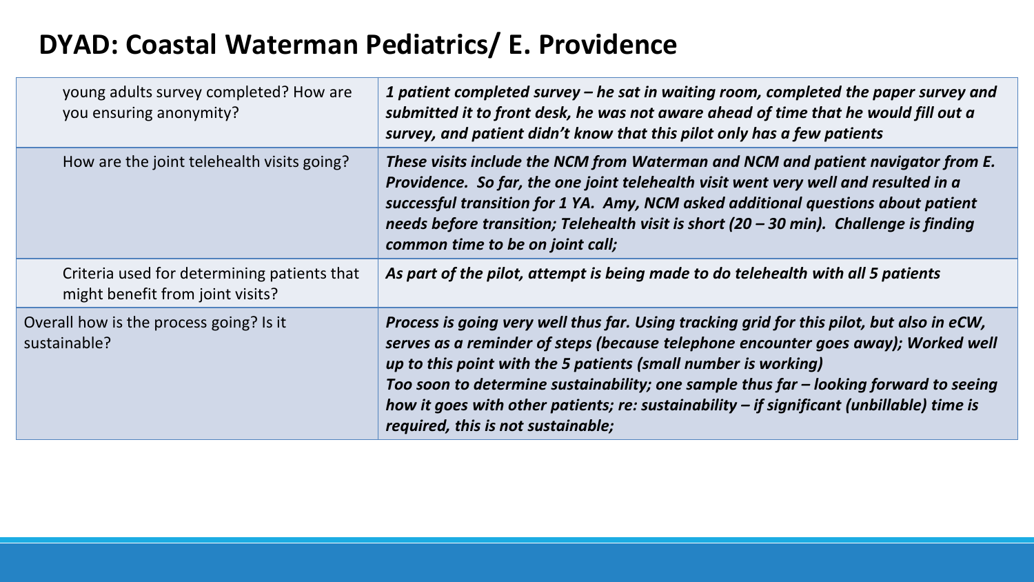## DYAD: Coastal Waterman Pediatrics/ E. Providence

| | |
|---|---|
| young adults survey completed? How are you ensuring anonymity? | ***1 patient completed survey – he sat in waiting room, completed the paper survey and submitted it to front desk, he was not aware ahead of time that he would fill out a survey, and patient didn't know that this pilot only has a few patients*** |
| How are the joint telehealth visits going? | ***These visits include the NCM from Waterman and NCM and patient navigator from E. Providence. So far, the one joint telehealth visit went very well and resulted in a successful transition for 1 YA. Amy, NCM asked additional questions about patient needs before transition; Telehealth visit is short (20 – 30 min). Challenge is finding common time to be on joint call;*** |
| Criteria used for determining patients that might benefit from joint visits? | ***As part of the pilot, attempt is being made to do telehealth with all 5 patients*** |
| Overall how is the process going? Is it sustainable? | ***Process is going very well thus far. Using tracking grid for this pilot, but also in eCW, serves as a reminder of steps (because telephone encounter goes away); Worked well up to this point with the 5 patients (small number is working)*** <br> ***Too soon to determine sustainability; one sample thus far – looking forward to seeing how it goes with other patients; re: sustainability – if significant (unbillable) time is required, this is not sustainable;*** |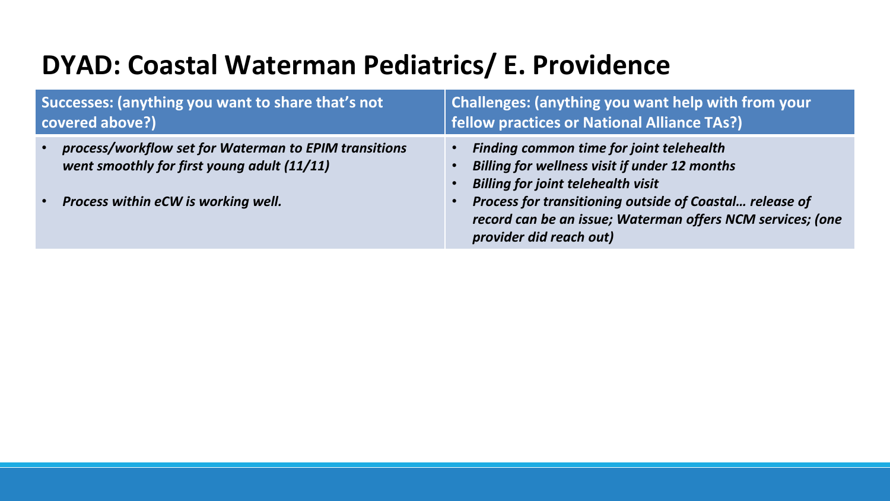# DYAD: Coastal Waterman Pediatrics/ E. Providence

| Successes: (anything you want to share that's not covered above?) | Challenges: (anything you want help with from your fellow practices or National Alliance TAs?) |
| --- | --- |
| • ***process/workflow set for Waterman to EPIM transitions went smoothly for first young adult (11/11)***<br><br>• ***Process within eCW is working well.*** | • ***Finding common time for joint telehealth***<br>• ***Billing for wellness visit if under 12 months***<br>• ***Billing for joint telehealth visit***<br>• ***Process for transitioning outside of Coastal… release of record can be an issue; Waterman offers NCM services; (one provider did reach out)*** |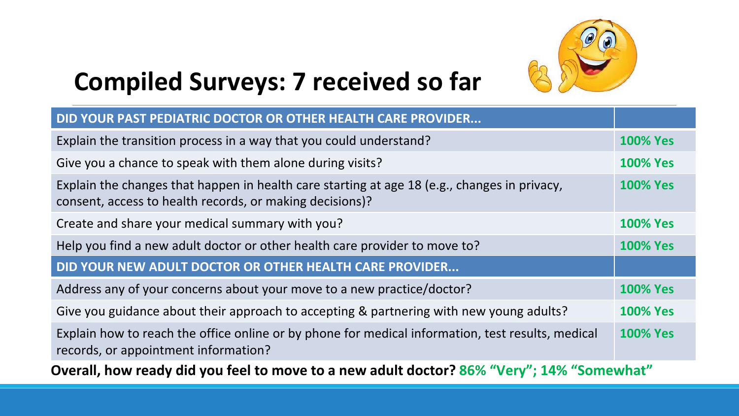# Compiled Surveys: 7 received so far

| DID YOUR PAST PEDIATRIC DOCTOR OR OTHER HEALTH CARE PROVIDER... | |
|---|---|
| Explain the transition process in a way that you could understand? | 100% Yes |
| Give you a chance to speak with them alone during visits? | 100% Yes |
| Explain the changes that happen in health care starting at age 18 (e.g., changes in privacy, consent, access to health records, or making decisions)? | 100% Yes |
| Create and share your medical summary with you? | 100% Yes |
| Help you find a new adult doctor or other health care provider to move to? | 100% Yes |
| **DID YOUR NEW ADULT DOCTOR OR OTHER HEALTH CARE PROVIDER...** | |
| Address any of your concerns about your move to a new practice/doctor? | 100% Yes |
| Give you guidance about their approach to accepting & partnering with new young adults? | 100% Yes |
| Explain how to reach the office online or by phone for medical information, test results, medical records, or appointment information? | 100% Yes |

**Overall, how ready did you feel to move to a new adult doctor? 86% "Very"; 14% "Somewhat"**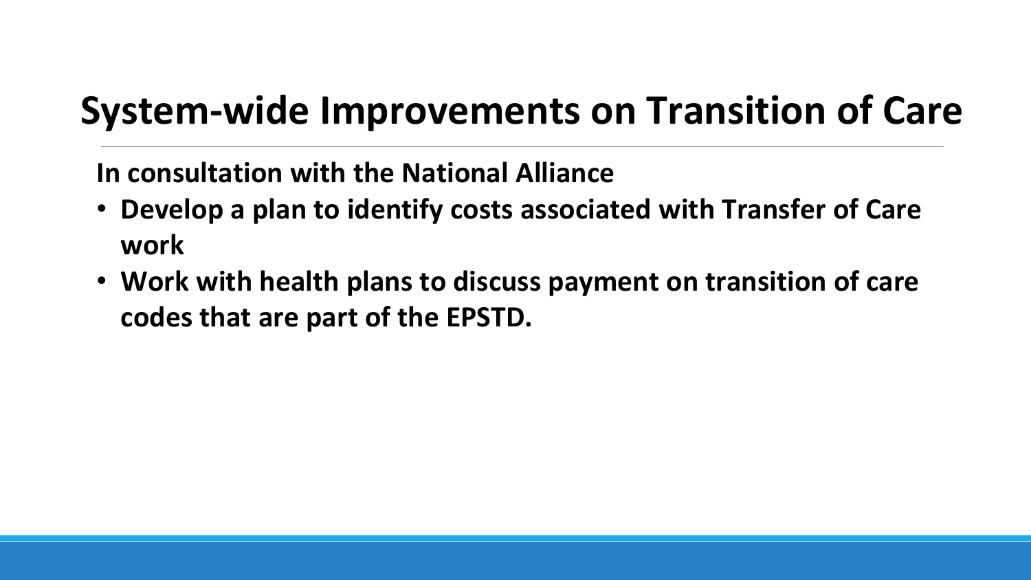# System-wide Improvements on Transition of Care

**In consultation with the National Alliance**

- **Develop a plan to identify costs associated with Transfer of Care work**
- **Work with health plans to discuss payment on transition of care codes that are part of the EPSTD.**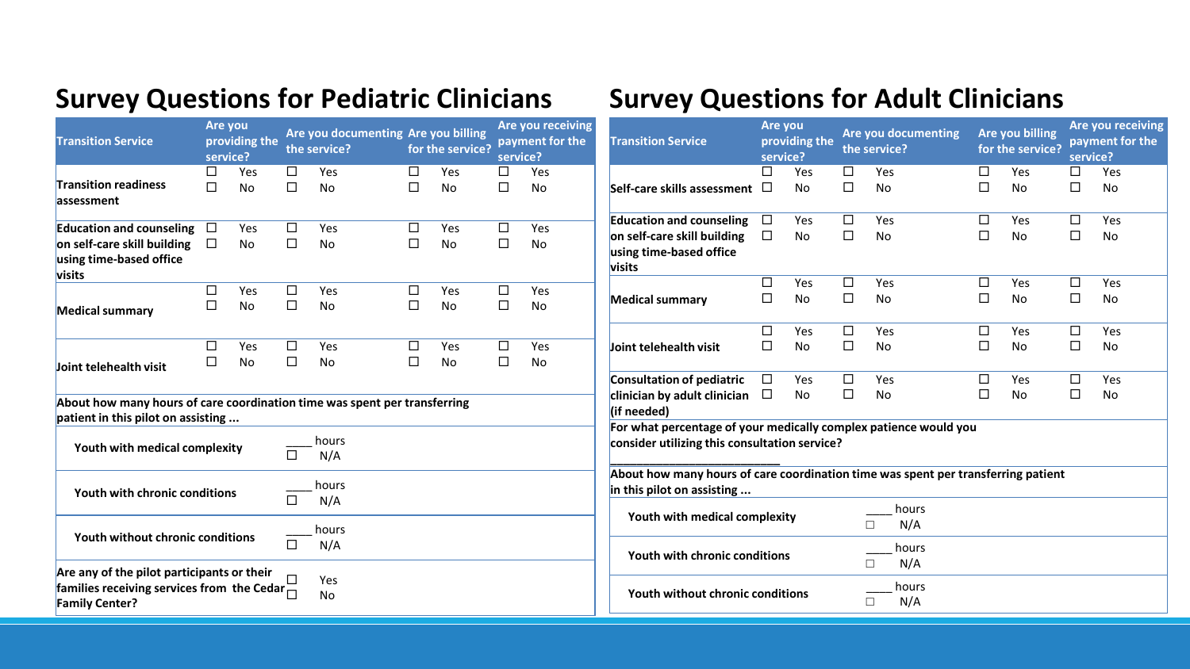## Survey Questions for Pediatric Clinicians

| Transition Service | Are you providing the service? | Are you documenting the service? | Are you billing for the service? | Are you receiving payment for the service? |
|---|---|---|---|---|
| Transition readiness assessment | ☐ Yes ☐ No | ☐ Yes ☐ No | ☐ Yes ☐ No | ☐ Yes ☐ No |
| Education and counseling on self-care skill building using time-based office visits | ☐ Yes ☐ No | ☐ Yes ☐ No | ☐ Yes ☐ No | ☐ Yes ☐ No |
| Medical summary | ☐ Yes ☐ No | ☐ Yes ☐ No | ☐ Yes ☐ No | ☐ Yes ☐ No |
| Joint telehealth visit | ☐ Yes ☐ No | ☐ Yes ☐ No | ☐ Yes ☐ No | ☐ Yes ☐ No |

**About how many hours of care coordination time was spent per transferring patient in this pilot on assisting ...**

| | |
|---|---|
| **Youth with medical complexity** | ____ hours ☐ N/A |
| **Youth with chronic conditions** | ____ hours ☐ N/A |
| **Youth without chronic conditions** | ____ hours ☐ N/A |

**Are any of the pilot participants or their families receiving services from the Cedar Family Center?** ☐ Yes ☐ No

## Survey Questions for Adult Clinicians

| Transition Service | Are you providing the service? | Are you documenting the service? | Are you billing for the service? | Are you receiving payment for the service? |
|---|---|---|---|---|
| Self-care skills assessment | ☐ Yes ☐ No | ☐ Yes ☐ No | ☐ Yes ☐ No | ☐ Yes ☐ No |
| Education and counseling on self-care skill building using time-based office visits | ☐ Yes ☐ No | ☐ Yes ☐ No | ☐ Yes ☐ No | ☐ Yes ☐ No |
| Medical summary | ☐ Yes ☐ No | ☐ Yes ☐ No | ☐ Yes ☐ No | ☐ Yes ☐ No |
| Joint telehealth visit | ☐ Yes ☐ No | ☐ Yes ☐ No | ☐ Yes ☐ No | ☐ Yes ☐ No |
| Consultation of pediatric clinician by adult clinician (if needed) | ☐ Yes ☐ No | ☐ Yes ☐ No | ☐ Yes ☐ No | ☐ Yes ☐ No |

**For what percentage of your medically complex patience would you consider utilizing this consultation service?**

________________________

**About how many hours of care coordination time was spent per transferring patient in this pilot on assisting ...**

| | |
|---|---|
| **Youth with medical complexity** | ____ hours ☐ N/A |
| **Youth with chronic conditions** | ____ hours ☐ N/A |
| **Youth without chronic conditions** | ____ hours ☐ N/A |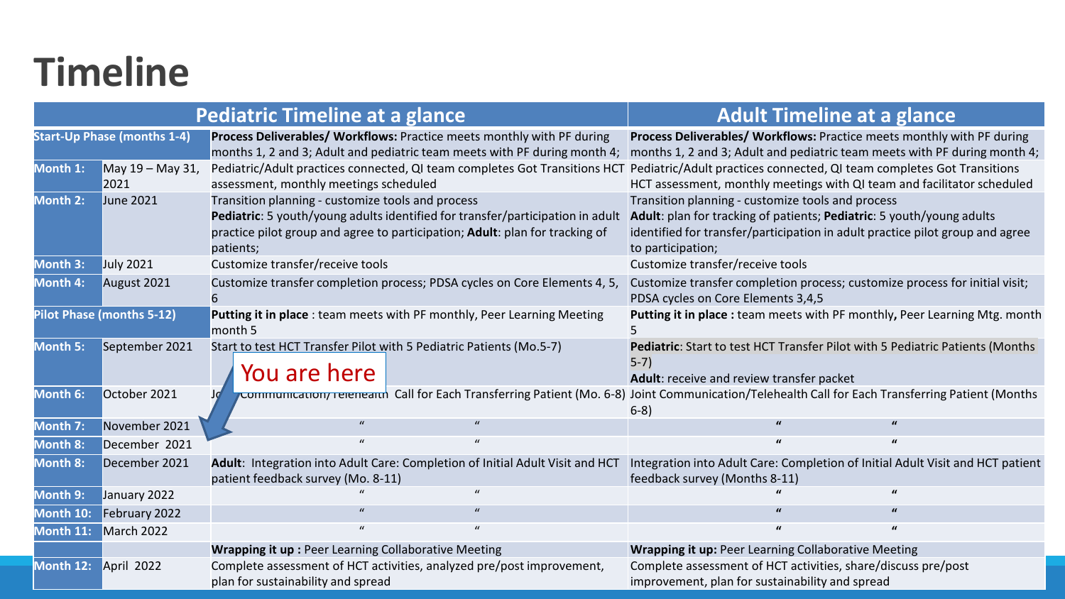# Timeline

| Pediatric Timeline at a glance | | | Adult Timeline at a glance |
|---|---|---|---|
| **Start-Up Phase (months 1-4)** | | **Process Deliverables/ Workflows:** Practice meets monthly with PF during months 1, 2 and 3; Adult and pediatric team meets with PF during month 4; | **Process Deliverables/ Workflows:** Practice meets monthly with PF during months 1, 2 and 3; Adult and pediatric team meets with PF during month 4; |
| **Month 1:** | May 19 – May 31, 2021 | Pediatric/Adult practices connected, QI team completes Got Transitions HCT assessment, monthly meetings scheduled | Pediatric/Adult practices connected, QI team completes Got Transitions HCT assessment, monthly meetings with QI team and facilitator scheduled |
| **Month 2:** | June 2021 | Transition planning - customize tools and process **Pediatric**: 5 youth/young adults identified for transfer/participation in adult practice pilot group and agree to participation; **Adult**: plan for tracking of patients; | Transition planning - customize tools and process **Adult**: plan for tracking of patients; **Pediatric**: 5 youth/young adults identified for transfer/participation in adult practice pilot group and agree to participation; |
| **Month 3:** | July 2021 | Customize transfer/receive tools | Customize transfer/receive tools |
| **Month 4:** | August 2021 | Customize transfer completion process; PDSA cycles on Core Elements 4, 5, 6 | Customize transfer completion process; customize process for initial visit; PDSA cycles on Core Elements 3,4,5 |
| **Pilot Phase (months 5-12)** | | **Putting it in place** : team meets with PF monthly, Peer Learning Meeting month 5 | **Putting it in place :** team meets with PF monthly**,** Peer Learning Mtg. month 5 |
| **Month 5:** | September 2021 | Start to test HCT Transfer Pilot with 5 Pediatric Patients (Mo.5-7) | **Pediatric**: Start to test HCT Transfer Pilot with 5 Pediatric Patients (Months 5-7) **Adult**: receive and review transfer packet |
| **Month 6:** | October 2021 | Joint Communication/Telehealth Call for Each Transferring Patient (Mo. 6-8) | Joint Communication/Telehealth Call for Each Transferring Patient (Months 6-8) |
| **Month 7:** | November 2021 | " " | " " |
| **Month 8:** | December 2021 | " " | " " |
| **Month 8:** | December 2021 | **Adult**: Integration into Adult Care: Completion of Initial Adult Visit and HCT patient feedback survey (Mo. 8-11) | Integration into Adult Care: Completion of Initial Adult Visit and HCT patient feedback survey (Months 8-11) |
| **Month 9:** | January 2022 | " " | " " |
| **Month 10:** | February 2022 | " " | " " |
| **Month 11:** | March 2022 | " " | " " |
| | | **Wrapping it up :** Peer Learning Collaborative Meeting | **Wrapping it up:** Peer Learning Collaborative Meeting |
| **Month 12:** | April 2022 | Complete assessment of HCT activities, analyzed pre/post improvement, plan for sustainability and spread | Complete assessment of HCT activities, share/discuss pre/post improvement, plan for sustainability and spread |

You are here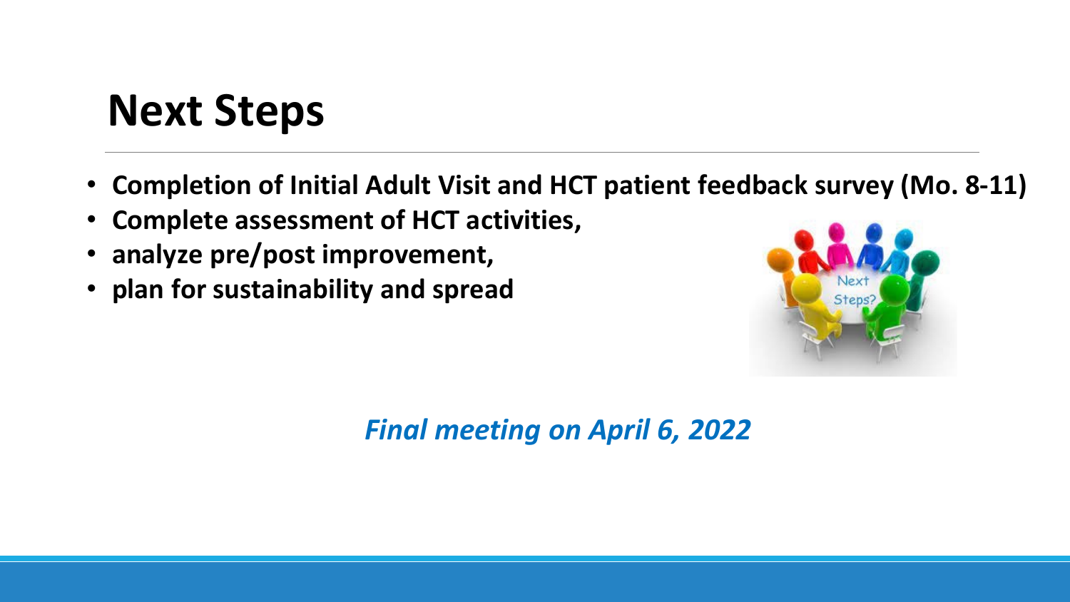# Next Steps

- **Completion of Initial Adult Visit and HCT patient feedback survey (Mo. 8-11)**
- **Complete assessment of HCT activities,**
- **analyze pre/post improvement,**
- **plan for sustainability and spread**

***Final meeting on April 6, 2022***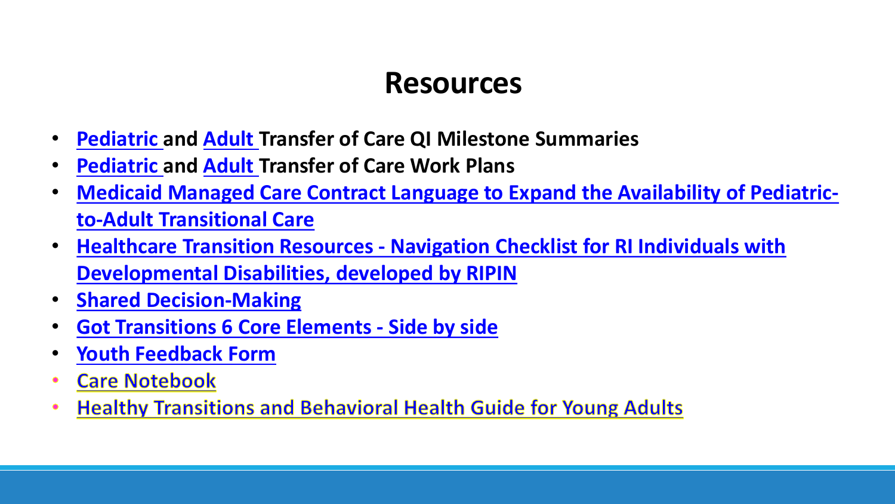# Resources

- **Pediatric and Adult Transfer of Care QI Milestone Summaries**
- **Pediatric and Adult Transfer of Care Work Plans**
- **Medicaid Managed Care Contract Language to Expand the Availability of Pediatric-to-Adult Transitional Care**
- **Healthcare Transition Resources - Navigation Checklist for RI Individuals with Developmental Disabilities, developed by RIPIN**
- **Shared Decision-Making**
- **Got Transitions 6 Core Elements - Side by side**
- **Youth Feedback Form**
- Care Notebook
- Healthy Transitions and Behavioral Health Guide for Young Adults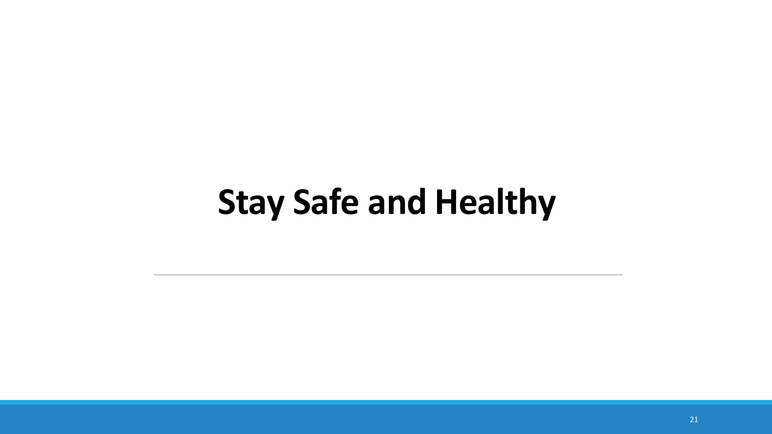# Stay Safe and Healthy